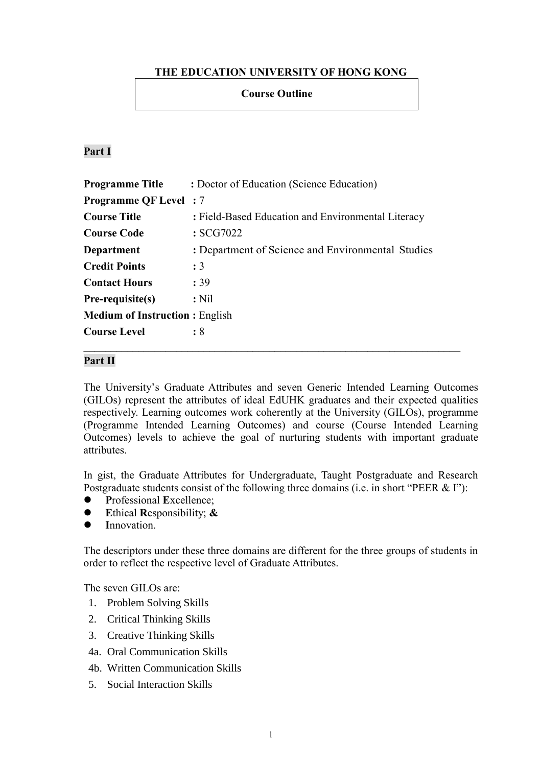**THE EDUCATION UNIVERSITY OF HONG KONG**

**Course Outline**

**Part I**

| | |
|---|---|
| **Programme Title** | **:** Doctor of Education (Science Education) |
| **Programme QF Level** | **:** 7 |
| **Course Title** | **:** Field-Based Education and Environmental Literacy |
| **Course Code** | **:** SCG7022 |
| **Department** | **:** Department of Science and Environmental Studies |
| **Credit Points** | **:** 3 |
| **Contact Hours** | **:** 39 |
| **Pre-requisite(s)** | **:** Nil |
| **Medium of Instruction** | **:** English |
| **Course Level** | **:** 8 |

---

**Part II**

The University's Graduate Attributes and seven Generic Intended Learning Outcomes (GILOs) represent the attributes of ideal EdUHK graduates and their expected qualities respectively. Learning outcomes work coherently at the University (GILOs), programme (Programme Intended Learning Outcomes) and course (Course Intended Learning Outcomes) levels to achieve the goal of nurturing students with important graduate attributes.

In gist, the Graduate Attributes for Undergraduate, Taught Postgraduate and Research Postgraduate students consist of the following three domains (i.e. in short "PEER & I"):

- **P**rofessional **E**xcellence;
- **E**thical **R**esponsibility; **&**
- **I**nnovation.

The descriptors under these three domains are different for the three groups of students in order to reflect the respective level of Graduate Attributes.

The seven GILOs are:

1. Problem Solving Skills
2. Critical Thinking Skills
3. Creative Thinking Skills

4a. Oral Communication Skills

4b. Written Communication Skills

5. Social Interaction Skills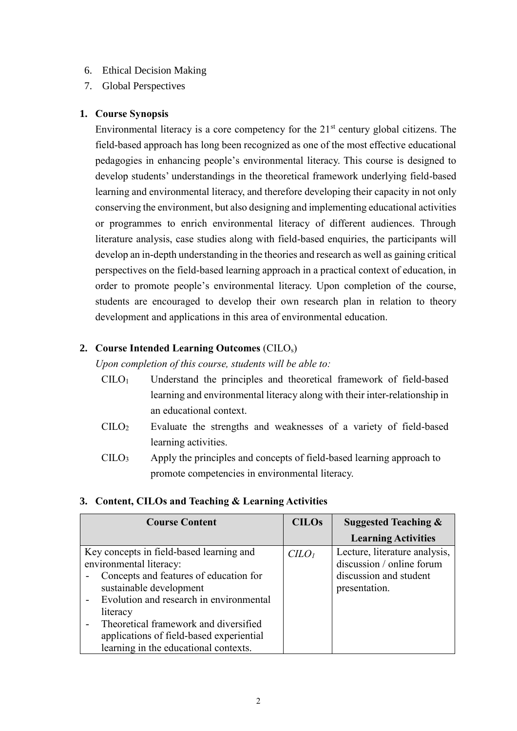6. Ethical Decision Making
7. Global Perspectives

## 1. Course Synopsis

Environmental literacy is a core competency for the 21st century global citizens. The field-based approach has long been recognized as one of the most effective educational pedagogies in enhancing people's environmental literacy. This course is designed to develop students' understandings in the theoretical framework underlying field-based learning and environmental literacy, and therefore developing their capacity in not only conserving the environment, but also designing and implementing educational activities or programmes to enrich environmental literacy of different audiences. Through literature analysis, case studies along with field-based enquiries, the participants will develop an in-depth understanding in the theories and research as well as gaining critical perspectives on the field-based learning approach in a practical context of education, in order to promote people's environmental literacy. Upon completion of the course, students are encouraged to develop their own research plan in relation to theory development and applications in this area of environmental education.

## 2. Course Intended Learning Outcomes (CILOs)

*Upon completion of this course, students will be able to:*

- $CILO_1$ Understand the principles and theoretical framework of field-based learning and environmental literacy along with their inter-relationship in an educational context.
- $CILO_2$ Evaluate the strengths and weaknesses of a variety of field-based learning activities.
- $CILO_3$ Apply the principles and concepts of field-based learning approach to promote competencies in environmental literacy.

## 3. Content, CILOs and Teaching & Learning Activities

| Course Content | CILOs | Suggested Teaching & Learning Activities |
|---|---|---|
| Key concepts in field-based learning and environmental literacy:<br>- Concepts and features of education for sustainable development<br>- Evolution and research in environmental literacy<br>- Theoretical framework and diversified applications of field-based experiential learning in the educational contexts. | *$CILO_1$* | Lecture, literature analysis, discussion / online forum discussion and student presentation. |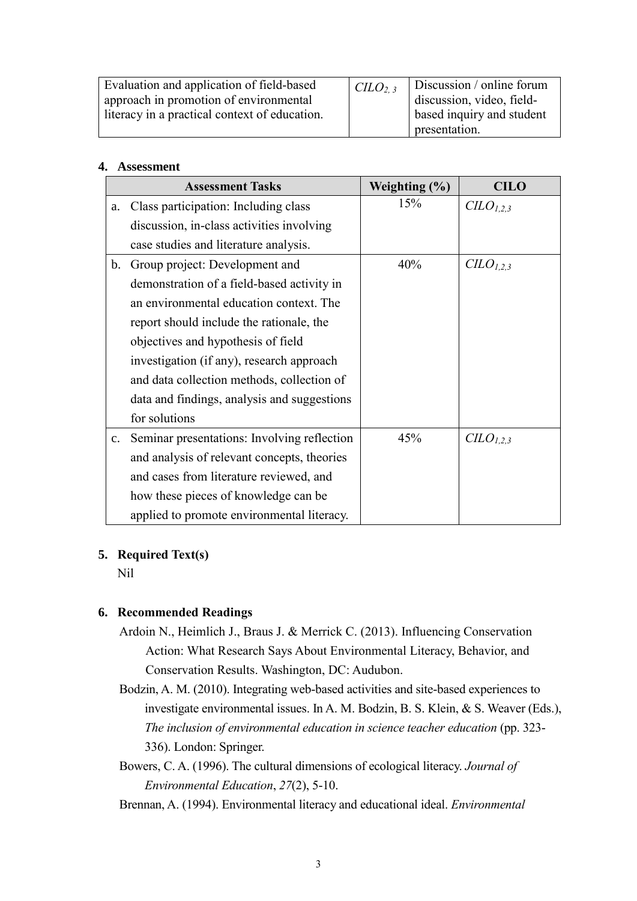| Evaluation and application of field-based approach in promotion of environmental literacy in a practical context of education. | $CILO_{2, 3}$ | Discussion / online forum discussion, video, field-based inquiry and student presentation. |
|---|---|---|

**4. Assessment**

| Assessment Tasks | Weighting (%) | CILO |
|---|---|---|
| a. Class participation: Including class discussion, in-class activities involving case studies and literature analysis. | 15% | $CILO_{1,2,3}$ |
| b. Group project: Development and demonstration of a field-based activity in an environmental education context. The report should include the rationale, the objectives and hypothesis of field investigation (if any), research approach and data collection methods, collection of data and findings, analysis and suggestions for solutions | 40% | $CILO_{1,2,3}$ |
| c. Seminar presentations: Involving reflection and analysis of relevant concepts, theories and cases from literature reviewed, and how these pieces of knowledge can be applied to promote environmental literacy. | 45% | $CILO_{1,2,3}$ |

**5. Required Text(s)**

Nil

**6. Recommended Readings**

Ardoin N., Heimlich J., Braus J. & Merrick C. (2013). Influencing Conservation Action: What Research Says About Environmental Literacy, Behavior, and Conservation Results. Washington, DC: Audubon.

Bodzin, A. M. (2010). Integrating web-based activities and site-based experiences to investigate environmental issues. In A. M. Bodzin, B. S. Klein, & S. Weaver (Eds.), *The inclusion of environmental education in science teacher education* (pp. 323-336). London: Springer.

Bowers, C. A. (1996). The cultural dimensions of ecological literacy. *Journal of Environmental Education*, *27*(2), 5-10.

Brennan, A. (1994). Environmental literacy and educational ideal. *Environmental*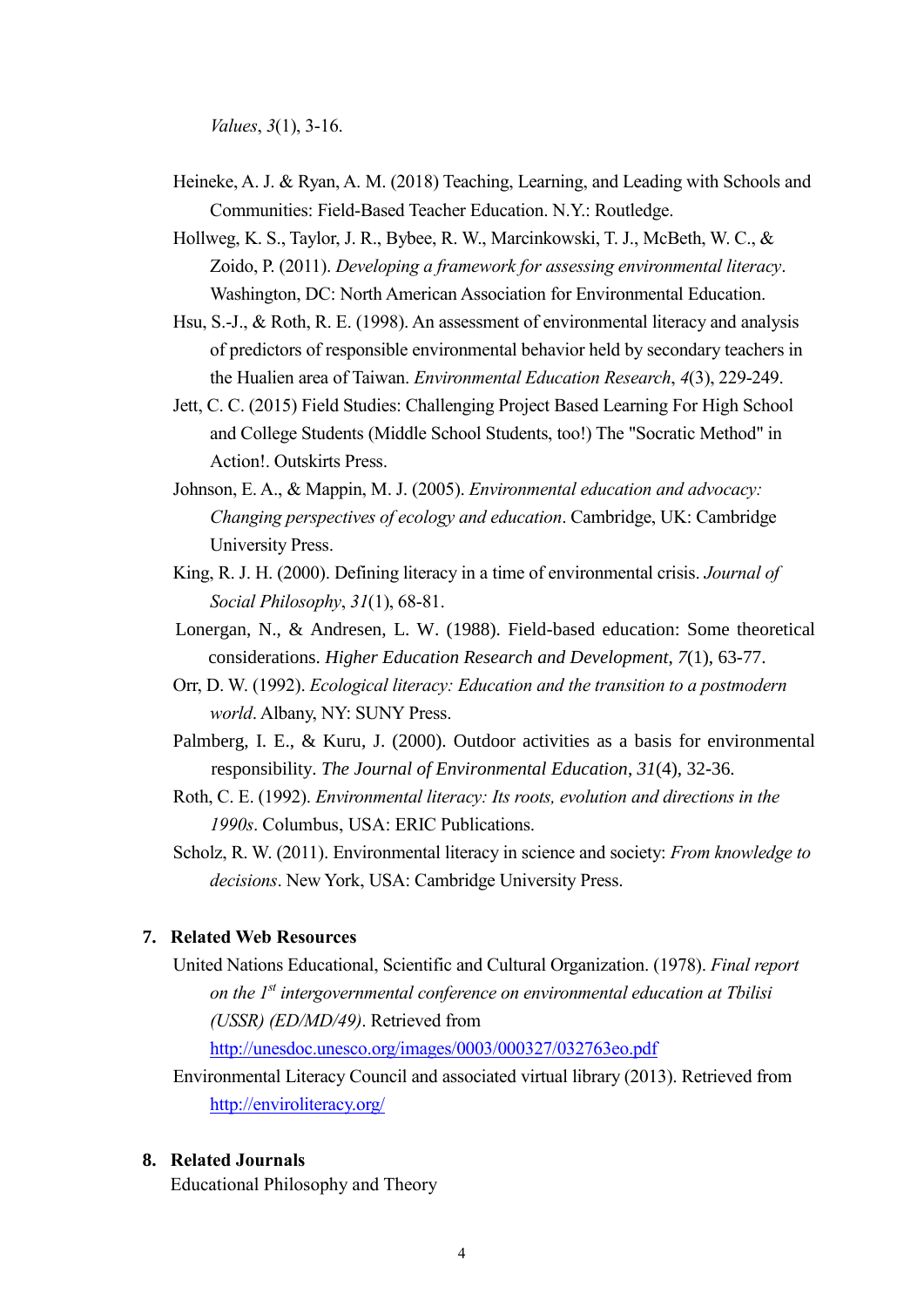*Values*, *3*(1), 3-16.

Heineke, A. J. & Ryan, A. M. (2018) Teaching, Learning, and Leading with Schools and Communities: Field-Based Teacher Education. N.Y.: Routledge.

Hollweg, K. S., Taylor, J. R., Bybee, R. W., Marcinkowski, T. J., McBeth, W. C., & Zoido, P. (2011). *Developing a framework for assessing environmental literacy*. Washington, DC: North American Association for Environmental Education.

Hsu, S.-J., & Roth, R. E. (1998). An assessment of environmental literacy and analysis of predictors of responsible environmental behavior held by secondary teachers in the Hualien area of Taiwan. *Environmental Education Research*, *4*(3), 229-249.

Jett, C. C. (2015) Field Studies: Challenging Project Based Learning For High School and College Students (Middle School Students, too!) The "Socratic Method" in Action!. Outskirts Press.

Johnson, E. A., & Mappin, M. J. (2005). *Environmental education and advocacy: Changing perspectives of ecology and education*. Cambridge, UK: Cambridge University Press.

King, R. J. H. (2000). Defining literacy in a time of environmental crisis. *Journal of Social Philosophy*, *31*(1), 68-81.

Lonergan, N., & Andresen, L. W. (1988). Field-based education: Some theoretical considerations. *Higher Education Research and Development*, *7*(1), 63-77.

Orr, D. W. (1992). *Ecological literacy: Education and the transition to a postmodern world*. Albany, NY: SUNY Press.

Palmberg, I. E., & Kuru, J. (2000). Outdoor activities as a basis for environmental responsibility. *The Journal of Environmental Education*, *31*(4), 32-36.

Roth, C. E. (1992). *Environmental literacy: Its roots, evolution and directions in the 1990s*. Columbus, USA: ERIC Publications.

Scholz, R. W. (2011). Environmental literacy in science and society: *From knowledge to decisions*. New York, USA: Cambridge University Press.

## 7. Related Web Resources

United Nations Educational, Scientific and Cultural Organization. (1978). *Final report on the 1st intergovernmental conference on environmental education at Tbilisi (USSR) (ED/MD/49)*. Retrieved from http://unesdoc.unesco.org/images/0003/000327/032763eo.pdf

Environmental Literacy Council and associated virtual library (2013). Retrieved from http://enviroliteracy.org/

## 8. Related Journals

Educational Philosophy and Theory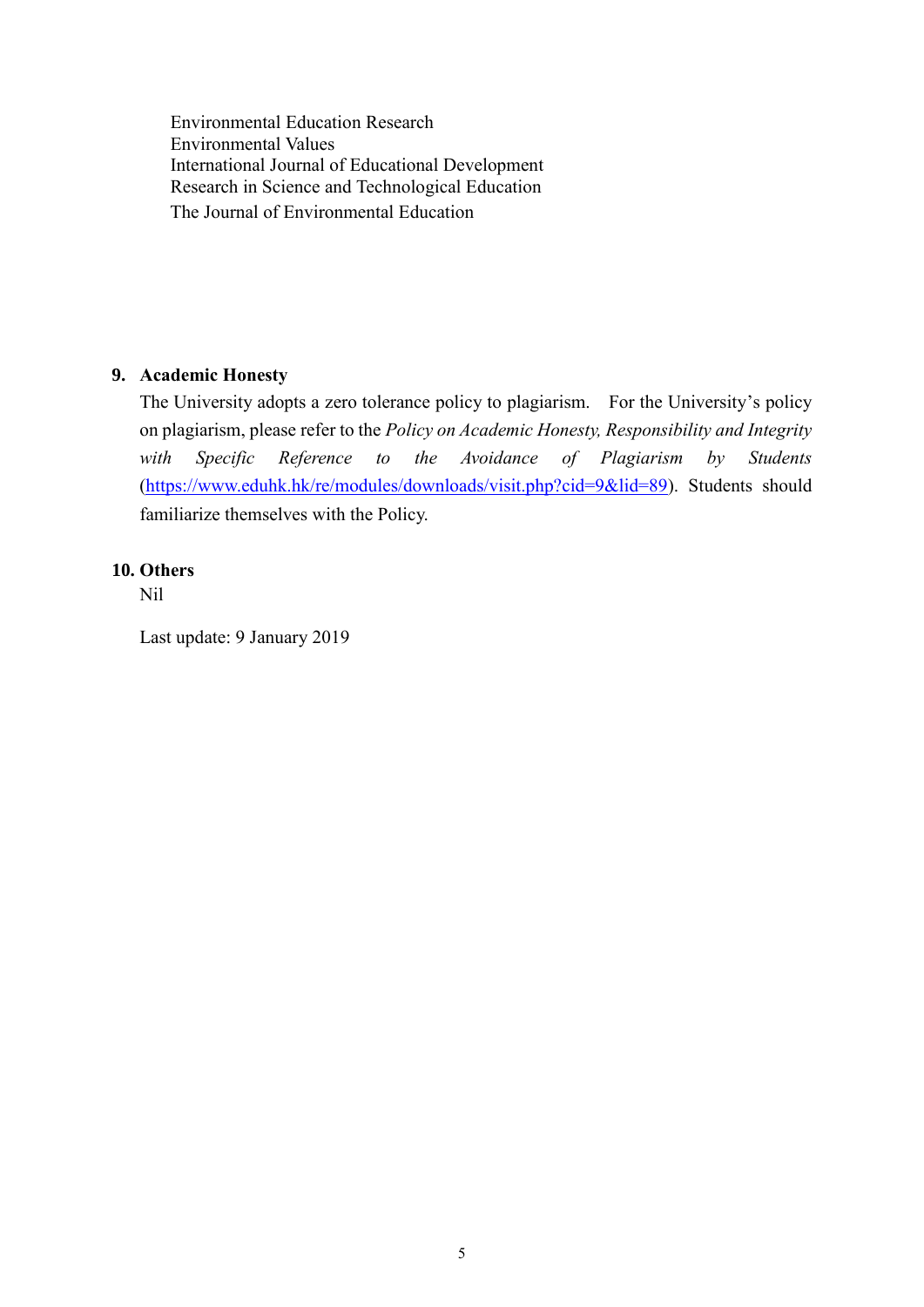Environmental Education Research
Environmental Values
International Journal of Educational Development
Research in Science and Technological Education
The Journal of Environmental Education

## 9. Academic Honesty

The University adopts a zero tolerance policy to plagiarism. For the University's policy on plagiarism, please refer to the *Policy on Academic Honesty, Responsibility and Integrity with Specific Reference to the Avoidance of Plagiarism by Students* (https://www.eduhk.hk/re/modules/downloads/visit.php?cid=9&lid=89). Students should familiarize themselves with the Policy.

## 10. Others

Nil

Last update: 9 January 2019